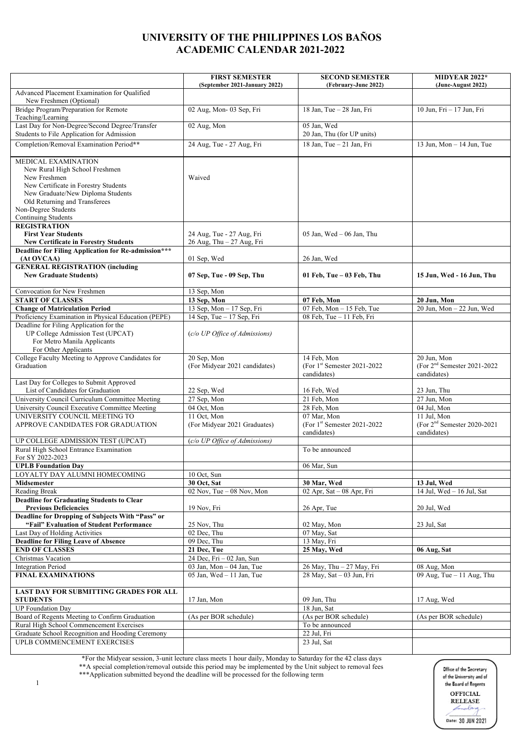# UNIVERSITY OF THE PHILIPPINES LOS BAÑOS
# ACADEMIC CALENDAR 2021-2022

| | **FIRST SEMESTER** (September 2021-January 2022) | **SECOND SEMESTER** (February-June 2022) | **MIDYEAR 2022*** (June-August 2022) |
|---|---|---|---|
| Advanced Placement Examination for Qualified New Freshmen (Optional) | | | |
| Bridge Program/Preparation for Remote Teaching/Learning | 02 Aug, Mon- 03 Sep, Fri | 18 Jan, Tue – 28 Jan, Fri | 10 Jun, Fri – 17 Jun, Fri |
| Last Day for Non-Degree/Second Degree/Transfer Students to File Application for Admission | 02 Aug, Mon | 05 Jan, Wed<br>20 Jan, Thu (for UP units) | |
| Completion/Removal Examination Period** | 24 Aug, Tue - 27 Aug, Fri | 18 Jan, Tue – 21 Jan, Fri | 13 Jun, Mon – 14 Jun, Tue |
| MEDICAL EXAMINATION<br>New Rural High School Freshmen<br>New Freshmen<br>New Certificate in Forestry Students<br>New Graduate/New Diploma Students<br>Old Returning and Transferees<br>Non-Degree Students<br>Continuing Students | Waived | | |
| **REGISTRATION**<br>**First Year Students**<br>**New Certificate in Forestry Students** | <br>24 Aug, Tue - 27 Aug, Fri<br>26 Aug, Thu – 27 Aug, Fri | <br>05 Jan, Wed – 06 Jan, Thu | |
| **Deadline for Filing Application for Re-admission*** (At OVCAA)** | 01 Sep, Wed | 26 Jan, Wed | |
| **GENERAL REGISTRATION (including New Graduate Students)** | **07 Sep, Tue - 09 Sep, Thu** | **01 Feb, Tue – 03 Feb, Thu** | **15 Jun, Wed - 16 Jun, Thu** |
| Convocation for New Freshmen | 13 Sep, Mon | | |
| **START OF CLASSES** | **13 Sep, Mon** | **07 Feb, Mon** | **20 Jun, Mon** |
| **Change of Matriculation Period** | 13 Sep, Mon – 17 Sep, Fri | 07 Feb, Mon – 15 Feb, Tue | 20 Jun, Mon – 22 Jun, Wed |
| Proficiency Examination in Physical Education (PEPE) | 14 Sep, Tue – 17 Sep, Fri | 08 Feb, Tue – 11 Feb, Fri | |
| Deadline for Filing Application for the UP College Admission Test (UPCAT)<br>For Metro Manila Applicants<br>For Other Applicants | *(c/o UP Office of Admissions)* | | |
| College Faculty Meeting to Approve Candidates for Graduation | 20 Sep, Mon<br>(For Midyear 2021 candidates) | 14 Feb, Mon<br>(For 1st Semester 2021-2022 candidates) | 20 Jun, Mon<br>(For 2nd Semester 2021-2022 candidates) |
| Last Day for Colleges to Submit Approved List of Candidates for Graduation | 22 Sep, Wed | 16 Feb, Wed | 23 Jun, Thu |
| University Council Curriculum Committee Meeting | 27 Sep, Mon | 21 Feb, Mon | 27 Jun, Mon |
| University Council Executive Committee Meeting | 04 Oct, Mon | 28 Feb, Mon | 04 Jul, Mon |
| UNIVERSITY COUNCIL MEETING TO APPROVE CANDIDATES FOR GRADUATION | 11 Oct, Mon<br>(For Midyear 2021 Graduates) | 07 Mar, Mon<br>(For 1st Semester 2021-2022 candidates) | 11 Jul, Mon<br>(For 2nd Semester 2020-2021 candidates) |
| UP COLLEGE ADMISSION TEST (UPCAT) | *(c/o UP Office of Admissions)* | | |
| Rural High School Entrance Examination For SY 2022-2023 | | To be announced | |
| **UPLB Foundation Day** | | 06 Mar, Sun | |
| LOYALTY DAY ALUMNI HOMECOMING | 10 Oct, Sun | | |
| **Midsemester** | **30 Oct, Sat** | **30 Mar, Wed** | **13 Jul, Wed** |
| Reading Break | 02 Nov, Tue – 08 Nov, Mon | 02 Apr, Sat – 08 Apr, Fri | 14 Jul, Wed – 16 Jul, Sat |
| **Deadline for Graduating Students to Clear Previous Deficiencies** | 19 Nov, Fri | 26 Apr, Tue | 20 Jul, Wed |
| **Deadline for Dropping of Subjects With "Pass" or "Fail" Evaluation of Student Performance** | 25 Nov, Thu | 02 May, Mon | 23 Jul, Sat |
| Last Day of Holding Activities | 02 Dec, Thu | 07 May, Sat | |
| **Deadline for Filing Leave of Absence** | 09 Dec, Thu | 13 May, Fri | |
| **END OF CLASSES** | **21 Dec, Tue** | **25 May, Wed** | **06 Aug, Sat** |
| Christmas Vacation | 24 Dec, Fri – 02 Jan, Sun | | |
| Integration Period | 03 Jan, Mon – 04 Jan, Tue | 26 May, Thu – 27 May, Fri | 08 Aug, Mon |
| **FINAL EXAMINATIONS** | 05 Jan, Wed – 11 Jan, Tue | 28 May, Sat – 03 Jun, Fri | 09 Aug, Tue – 11 Aug, Thu |
| **LAST DAY FOR SUBMITTING GRADES FOR ALL STUDENTS** | 17 Jan, Mon | 09 Jun, Thu | 17 Aug, Wed |
| UP Foundation Day | | 18 Jun, Sat | |
| Board of Regents Meeting to Confirm Graduation | (As per BOR schedule) | (As per BOR schedule) | (As per BOR schedule) |
| Rural High School Commencement Exercises | | To be announced | |
| Graduate School Recognition and Hooding Ceremony | | 22 Jul, Fri | |
| UPLB COMMENCEMENT EXERCISES | | 23 Jul, Sat | |

*For the Midyear session, 3-unit lecture class meets 1 hour daily, Monday to Saturday for the 42 class days
**A special completion/removal outside this period may be implemented by the Unit subject to removal fees
***Application submitted beyond the deadline will be processed for the following term

Office of the Secretary of the University and of the Board of Regents
OFFICIAL RELEASE
Date: 30 JUN 2021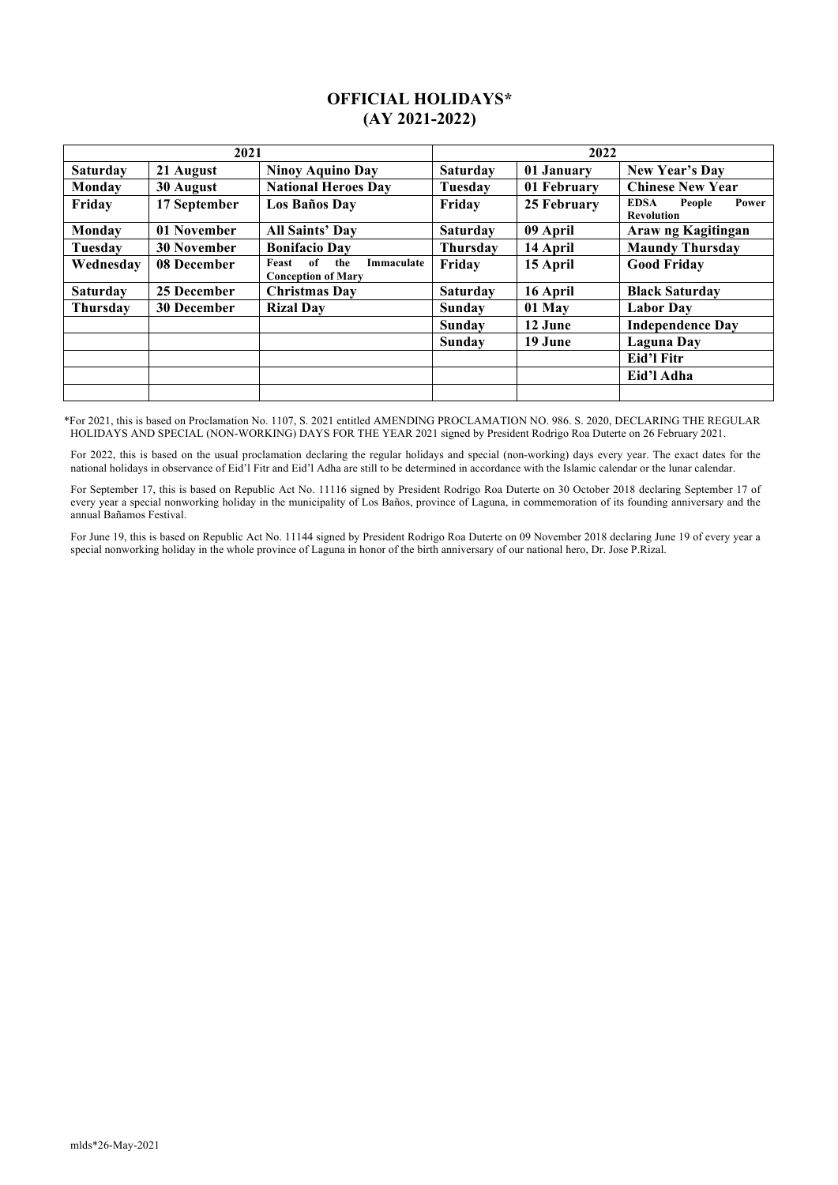# OFFICIAL HOLIDAYS*
# (AY 2021-2022)

| 2021 | | | 2022 | | |
|---|---|---|---|---|---|
| **Saturday** | **21 August** | **Ninoy Aquino Day** | **Saturday** | **01 January** | **New Year's Day** |
| **Monday** | **30 August** | **National Heroes Day** | **Tuesday** | **01 February** | **Chinese New Year** |
| **Friday** | **17 September** | **Los Baños Day** | **Friday** | **25 February** | **EDSA People Power Revolution** |
| **Monday** | **01 November** | **All Saints' Day** | **Saturday** | **09 April** | **Araw ng Kagitingan** |
| **Tuesday** | **30 November** | **Bonifacio Day** | **Thursday** | **14 April** | **Maundy Thursday** |
| **Wednesday** | **08 December** | **Feast of the Immaculate Conception of Mary** | **Friday** | **15 April** | **Good Friday** |
| **Saturday** | **25 December** | **Christmas Day** | **Saturday** | **16 April** | **Black Saturday** |
| **Thursday** | **30 December** | **Rizal Day** | **Sunday** | **01 May** | **Labor Day** |
| | | | **Sunday** | **12 June** | **Independence Day** |
| | | | **Sunday** | **19 June** | **Laguna Day** |
| | | | | | **Eid'l Fitr** |
| | | | | | **Eid'l Adha** |
| | | | | | |

*For 2021, this is based on Proclamation No. 1107, S. 2021 entitled AMENDING PROCLAMATION NO. 986. S. 2020, DECLARING THE REGULAR HOLIDAYS AND SPECIAL (NON-WORKING) DAYS FOR THE YEAR 2021 signed by President Rodrigo Roa Duterte on 26 February 2021.

For 2022, this is based on the usual proclamation declaring the regular holidays and special (non-working) days every year. The exact dates for the national holidays in observance of Eid'l Fitr and Eid'l Adha are still to be determined in accordance with the Islamic calendar or the lunar calendar.

For September 17, this is based on Republic Act No. 11116 signed by President Rodrigo Roa Duterte on 30 October 2018 declaring September 17 of every year a special nonworking holiday in the municipality of Los Baños, province of Laguna, in commemoration of its founding anniversary and the annual Bañamos Festival.

For June 19, this is based on Republic Act No. 11144 signed by President Rodrigo Roa Duterte on 09 November 2018 declaring June 19 of every year a special nonworking holiday in the whole province of Laguna in honor of the birth anniversary of our national hero, Dr. Jose P.Rizal.

mlds*26-May-2021